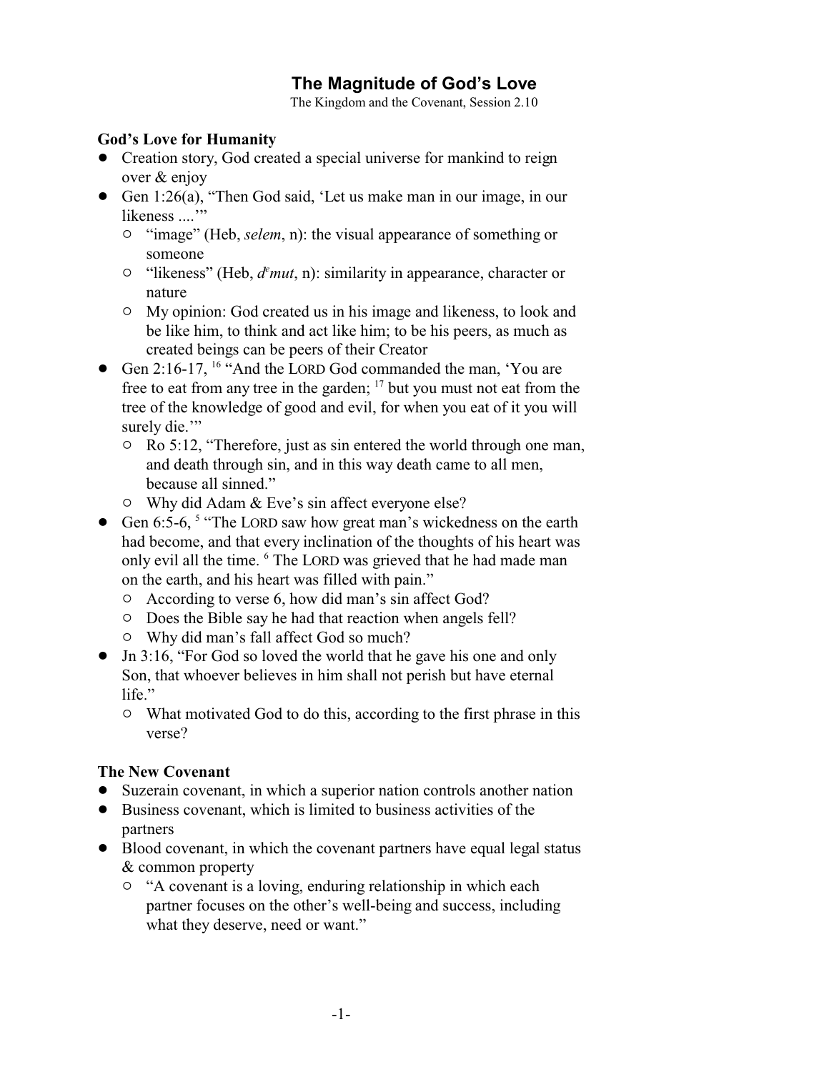# The Magnitude of God's Love

The Kingdom and the Covenant, Session 2.10

### God's Love for Humanity

- Creation story, God created a special universe for mankind to reign over & enjoy
- Gen 1:26(a), "Then God said, 'Let us make man in our image, in our likeness ....'"
  - "image" (Heb, *selem*, n): the visual appearance of something or someone
  - "likeness" (Heb, *d$^e$mut*, n): similarity in appearance, character or nature
  - My opinion: God created us in his image and likeness, to look and be like him, to think and act like him; to be his peers, as much as created beings can be peers of their Creator
- Gen 2:16-17, [16] "And the LORD God commanded the man, 'You are free to eat from any tree in the garden; [17] but you must not eat from the tree of the knowledge of good and evil, for when you eat of it you will surely die.'"
  - Ro 5:12, "Therefore, just as sin entered the world through one man, and death through sin, and in this way death came to all men, because all sinned."
  - Why did Adam & Eve's sin affect everyone else?
- Gen 6:5-6, [5] "The LORD saw how great man's wickedness on the earth had become, and that every inclination of the thoughts of his heart was only evil all the time. [6] The LORD was grieved that he had made man on the earth, and his heart was filled with pain."
  - According to verse 6, how did man's sin affect God?
  - Does the Bible say he had that reaction when angels fell?
  - Why did man's fall affect God so much?
- Jn 3:16, "For God so loved the world that he gave his one and only Son, that whoever believes in him shall not perish but have eternal life."
  - What motivated God to do this, according to the first phrase in this verse?

### The New Covenant

- Suzerain covenant, in which a superior nation controls another nation
- Business covenant, which is limited to business activities of the partners
- Blood covenant, in which the covenant partners have equal legal status & common property
  - "A covenant is a loving, enduring relationship in which each partner focuses on the other's well-being and success, including what they deserve, need or want."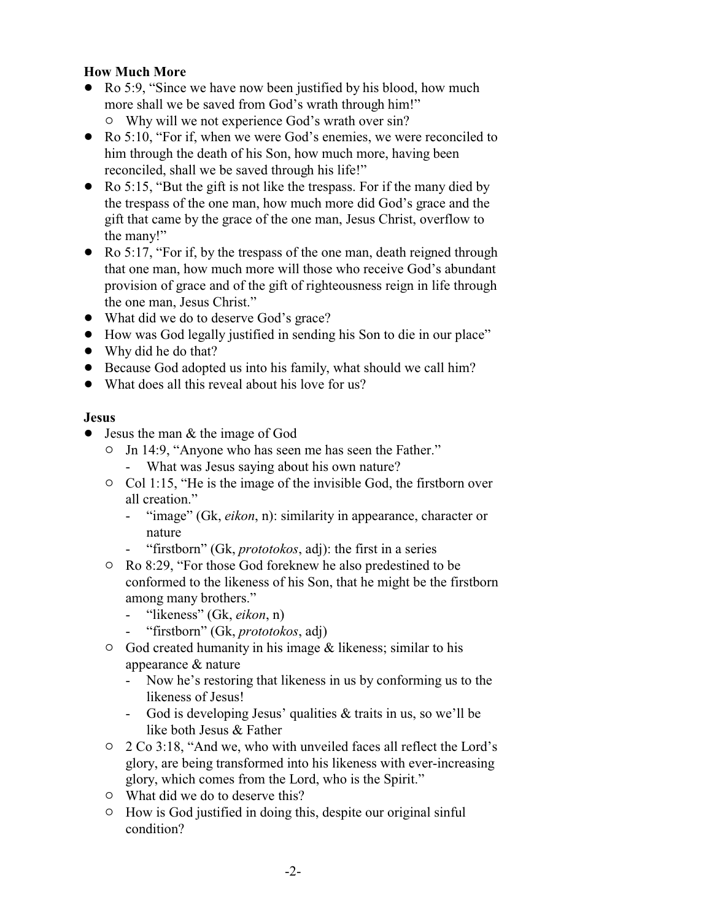**How Much More**

- Ro 5:9, "Since we have now been justified by his blood, how much more shall we be saved from God's wrath through him!"
  - Why will we not experience God's wrath over sin?
- Ro 5:10, "For if, when we were God's enemies, we were reconciled to him through the death of his Son, how much more, having been reconciled, shall we be saved through his life!"
- Ro 5:15, "But the gift is not like the trespass. For if the many died by the trespass of the one man, how much more did God's grace and the gift that came by the grace of the one man, Jesus Christ, overflow to the many!"
- Ro 5:17, "For if, by the trespass of the one man, death reigned through that one man, how much more will those who receive God's abundant provision of grace and of the gift of righteousness reign in life through the one man, Jesus Christ."
- What did we do to deserve God's grace?
- How was God legally justified in sending his Son to die in our place"
- Why did he do that?
- Because God adopted us into his family, what should we call him?
- What does all this reveal about his love for us?

**Jesus**

- Jesus the man & the image of God
  - Jn 14:9, "Anyone who has seen me has seen the Father."
    - What was Jesus saying about his own nature?
  - Col 1:15, "He is the image of the invisible God, the firstborn over all creation."
    - "image" (Gk, *eikon*, n): similarity in appearance, character or nature
    - "firstborn" (Gk, *prototokos*, adj): the first in a series
  - Ro 8:29, "For those God foreknew he also predestined to be conformed to the likeness of his Son, that he might be the firstborn among many brothers."
    - "likeness" (Gk, *eikon*, n)
    - "firstborn" (Gk, *prototokos*, adj)
  - God created humanity in his image & likeness; similar to his appearance & nature
    - Now he's restoring that likeness in us by conforming us to the likeness of Jesus!
    - God is developing Jesus' qualities & traits in us, so we'll be like both Jesus & Father
  - 2 Co 3:18, "And we, who with unveiled faces all reflect the Lord's glory, are being transformed into his likeness with ever-increasing glory, which comes from the Lord, who is the Spirit."
  - What did we do to deserve this?
  - How is God justified in doing this, despite our original sinful condition?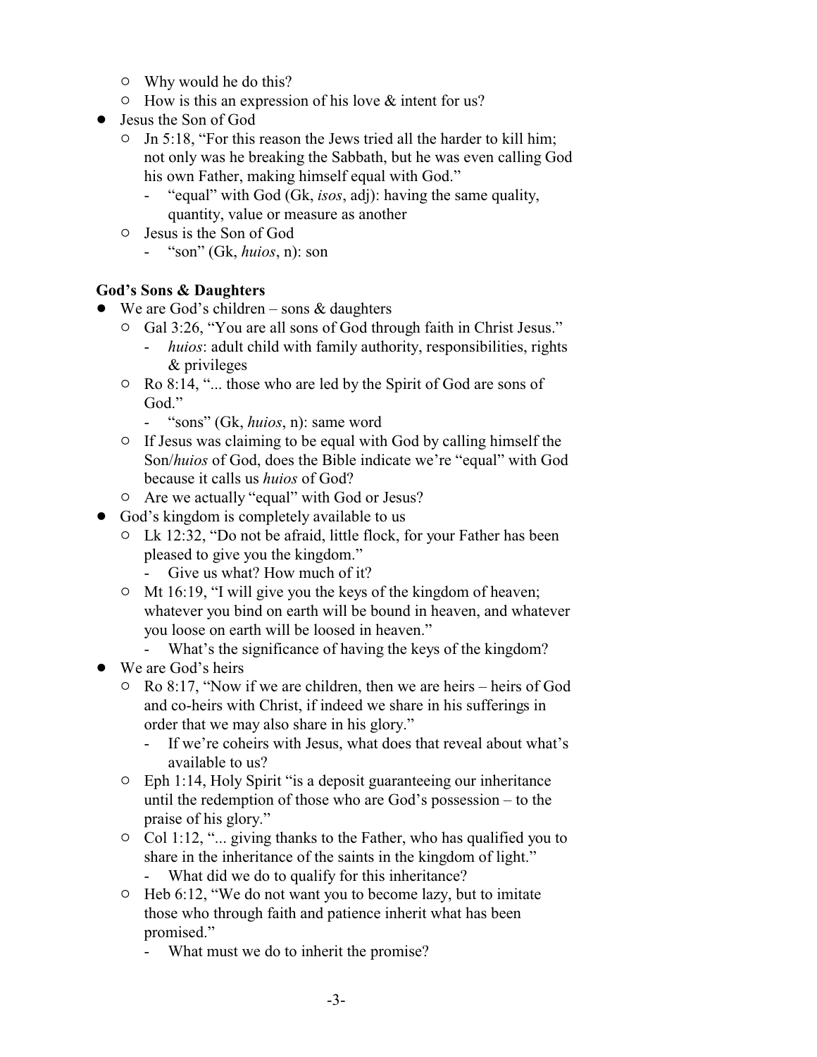- Why would he do this?
   - How is this an expression of his love & intent for us?
- Jesus the Son of God
   - Jn 5:18, "For this reason the Jews tried all the harder to kill him; not only was he breaking the Sabbath, but he was even calling God his own Father, making himself equal with God."
      - "equal" with God (Gk, *isos*, adj): having the same quality, quantity, value or measure as another
   - Jesus is the Son of God
      - "son" (Gk, *huios*, n): son

**God's Sons & Daughters**

- We are God's children – sons & daughters
   - Gal 3:26, "You are all sons of God through faith in Christ Jesus."
      - *huios*: adult child with family authority, responsibilities, rights & privileges
   - Ro 8:14, "... those who are led by the Spirit of God are sons of God."
      - "sons" (Gk, *huios*, n): same word
   - If Jesus was claiming to be equal with God by calling himself the Son/*huios* of God, does the Bible indicate we're "equal" with God because it calls us *huios* of God?
   - Are we actually "equal" with God or Jesus?
- God's kingdom is completely available to us
   - Lk 12:32, "Do not be afraid, little flock, for your Father has been pleased to give you the kingdom."
      - Give us what? How much of it?
   - Mt 16:19, "I will give you the keys of the kingdom of heaven; whatever you bind on earth will be bound in heaven, and whatever you loose on earth will be loosed in heaven."
      - What's the significance of having the keys of the kingdom?
- We are God's heirs
   - Ro 8:17, "Now if we are children, then we are heirs – heirs of God and co-heirs with Christ, if indeed we share in his sufferings in order that we may also share in his glory."
      - If we're coheirs with Jesus, what does that reveal about what's available to us?
   - Eph 1:14, Holy Spirit "is a deposit guaranteeing our inheritance until the redemption of those who are God's possession – to the praise of his glory."
   - Col 1:12, "... giving thanks to the Father, who has qualified you to share in the inheritance of the saints in the kingdom of light."
      - What did we do to qualify for this inheritance?
   - Heb 6:12, "We do not want you to become lazy, but to imitate those who through faith and patience inherit what has been promised."
      - What must we do to inherit the promise?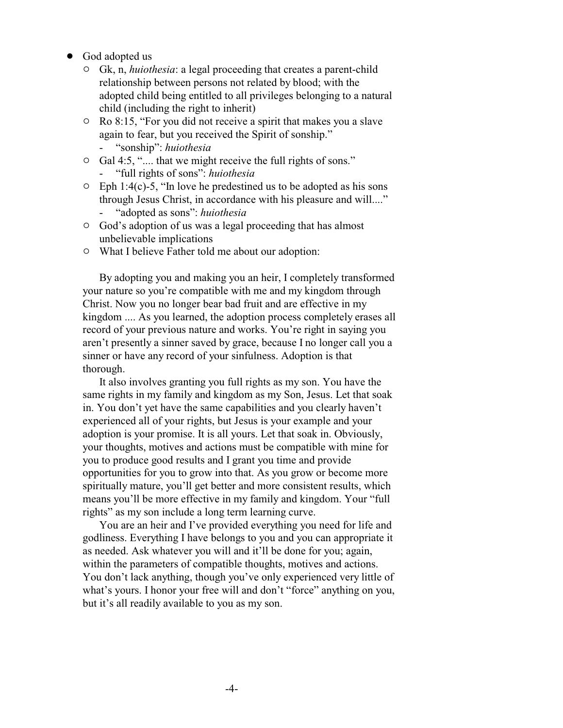- God adopted us
  - Gk, n, *huiothesia*: a legal proceeding that creates a parent-child relationship between persons not related by blood; with the adopted child being entitled to all privileges belonging to a natural child (including the right to inherit)
  - Ro 8:15, "For you did not receive a spirit that makes you a slave again to fear, but you received the Spirit of sonship."
    - "sonship": *huiothesia*
  - Gal 4:5, ".... that we might receive the full rights of sons."
    - "full rights of sons": *huiothesia*
  - Eph 1:4(c)-5, "In love he predestined us to be adopted as his sons through Jesus Christ, in accordance with his pleasure and will...."
    - "adopted as sons": *huiothesia*
  - God's adoption of us was a legal proceeding that has almost unbelievable implications
  - What I believe Father told me about our adoption:

By adopting you and making you an heir, I completely transformed your nature so you're compatible with me and my kingdom through Christ. Now you no longer bear bad fruit and are effective in my kingdom .... As you learned, the adoption process completely erases all record of your previous nature and works. You're right in saying you aren't presently a sinner saved by grace, because I no longer call you a sinner or have any record of your sinfulness. Adoption is that thorough.

It also involves granting you full rights as my son. You have the same rights in my family and kingdom as my Son, Jesus. Let that soak in. You don't yet have the same capabilities and you clearly haven't experienced all of your rights, but Jesus is your example and your adoption is your promise. It is all yours. Let that soak in. Obviously, your thoughts, motives and actions must be compatible with mine for you to produce good results and I grant you time and provide opportunities for you to grow into that. As you grow or become more spiritually mature, you'll get better and more consistent results, which means you'll be more effective in my family and kingdom. Your "full rights" as my son include a long term learning curve.

You are an heir and I've provided everything you need for life and godliness. Everything I have belongs to you and you can appropriate it as needed. Ask whatever you will and it'll be done for you; again, within the parameters of compatible thoughts, motives and actions. You don't lack anything, though you've only experienced very little of what's yours. I honor your free will and don't "force" anything on you, but it's all readily available to you as my son.